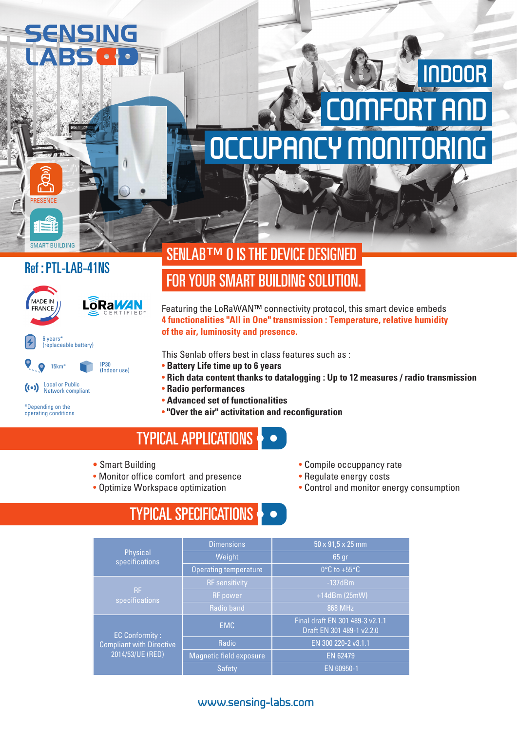# SENSING LABS

# INDOOR COMFORT AND OCCUPANCY MONITORING

PRESENCE

SMART BUILDING

## Ref : PTL-LAB-41NS

MADE IN FRANCE

LoRaWAN CERTIFIED

6 years* (replaceable battery)

15km*

IP30 (Indoor use)

Local or Public Network compliant

*Depending on the operating conditions

## SENLAB™ O IS THE DEVICE DESIGNED FOR YOUR SMART BUILDING SOLUTION.

Featuring the LoRaWAN™ connectivity protocol, this smart device embeds **4 functionalities "All in One" transmission : Temperature, relative humidity of the air, luminosity and presence.**

This Senlab offers best in class features such as :

- **Battery Life time up to 6 years**
- **Rich data content thanks to datalogging : Up to 12 measures / radio transmission**
- **Radio performances**
- **Advanced set of functionalities**
- **"Over the air" activitation and reconfiguration**

## TYPICAL APPLICATIONS

- Smart Building
- Monitor office comfort and presence
- Optimize Workspace optimization
- Compile occuppancy rate
- Regulate energy costs
- Control and monitor energy consumption

## TYPICAL SPECIFICATIONS

| | | |
|---|---|---|
| Physical specifications | Dimensions | 50 x 91,5 x 25 mm |
| | Weight | 65 gr |
| | Operating temperature | 0°C to +55°C |
| RF specifications | RF sensitivity | -137dBm |
| | RF power | +14dBm (25mW) |
| | Radio band | 868 MHz |
| EC Conformity : Compliant with Directive 2014/53/UE (RED) | EMC | Final draft EN 301 489-3 v2.1.1 Draft EN 301 489-1 v2.2.0 |
| | Radio | EN 300 220-2 v3.1.1 |
| | Magnetic field exposure | EN 62479 |
| | Safety | EN 60950-1 |

www.sensing-labs.com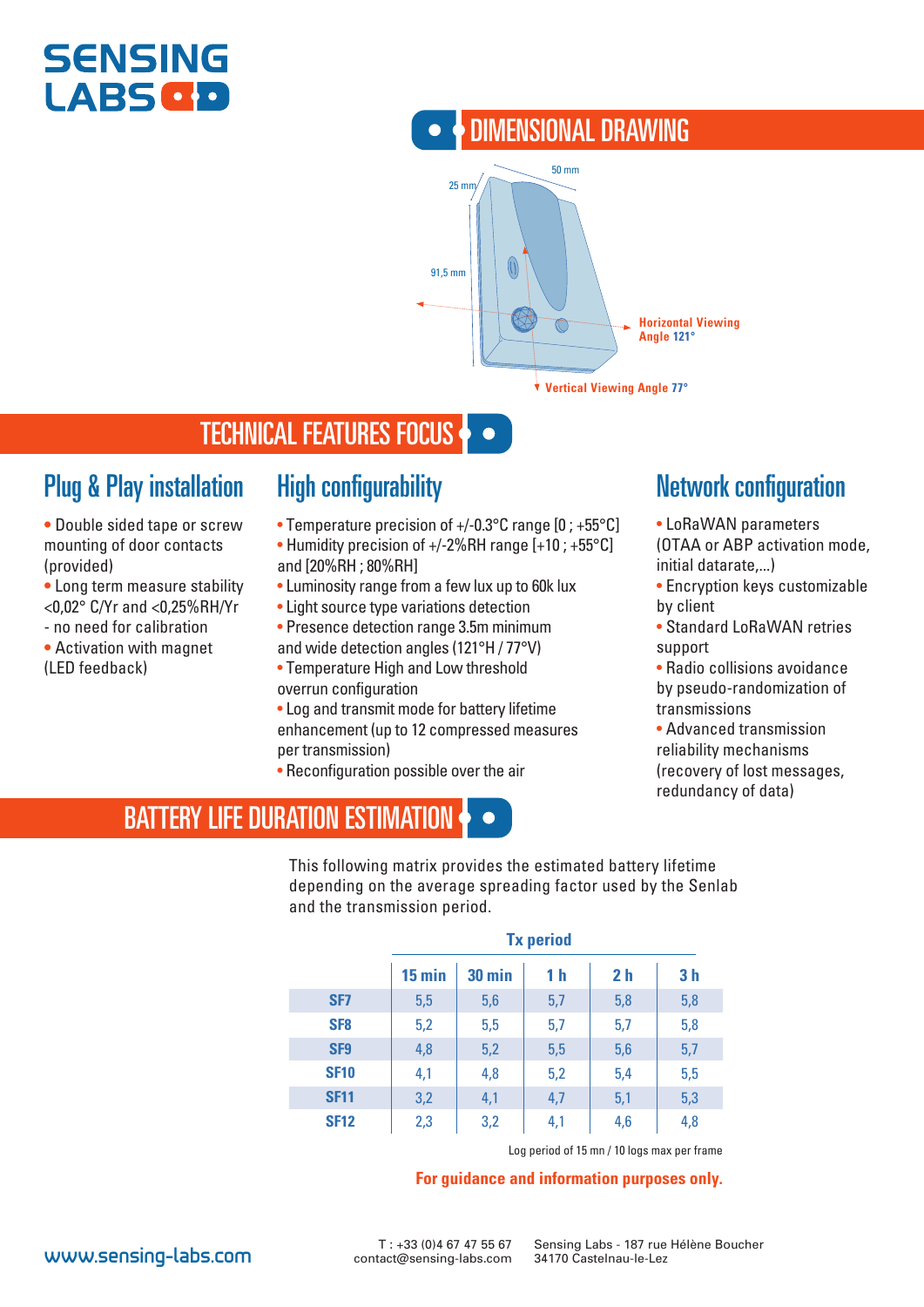## DIMENSIONAL DRAWING

50 mm

25 mm

91,5 mm

Horizontal Viewing Angle 121°

Vertical Viewing Angle 77°

## TECHNICAL FEATURES FOCUS

### Plug & Play installation

- Double sided tape or screw mounting of door contacts (provided)
- Long term measure stability <0,02° C/Yr and <0,25%RH/Yr - no need for calibration
- Activation with magnet (LED feedback)

### High configurability

- Temperature precision of +/-0.3°C range [0 ; +55°C]
- Humidity precision of +/-2%RH range [+10 ; +55°C] and [20%RH ; 80%RH]
- Luminosity range from a few lux up to 60k lux
- Light source type variations detection
- Presence detection range 3.5m minimum and wide detection angles (121°H / 77°V)
- Temperature High and Low threshold overrun configuration
- Log and transmit mode for battery lifetime enhancement (up to 12 compressed measures per transmission)
- Reconfiguration possible over the air

### Network configuration

- LoRaWAN parameters (OTAA or ABP activation mode, initial datarate,...)
- Encryption keys customizable by client
- Standard LoRaWAN retries support
- Radio collisions avoidance by pseudo-randomization of transmissions
- Advanced transmission reliability mechanisms (recovery of lost messages, redundancy of data)

## BATTERY LIFE DURATION ESTIMATION

This following matrix provides the estimated battery lifetime depending on the average spreading factor used by the Senlab and the transmission period.

| | Tx period | | | | |
|---|---|---|---|---|---|
| | **15 min** | **30 min** | **1 h** | **2 h** | **3 h** |
| **SF7** | 5,5 | 5,6 | 5,7 | 5,8 | 5,8 |
| **SF8** | 5,2 | 5,5 | 5,7 | 5,7 | 5,8 |
| **SF9** | 4,8 | 5,2 | 5,5 | 5,6 | 5,7 |
| **SF10** | 4,1 | 4,8 | 5,2 | 5,4 | 5,5 |
| **SF11** | 3,2 | 4,1 | 4,7 | 5,1 | 5,3 |
| **SF12** | 2,3 | 3,2 | 4,1 | 4,6 | 4,8 |

Log period of 15 mn / 10 logs max per frame

**For guidance and information purposes only.**

www.sensing-labs.com

T : +33 (0)4 67 47 55 67
contact@sensing-labs.com

Sensing Labs - 187 rue Hélène Boucher
34170 Castelnau-le-Lez